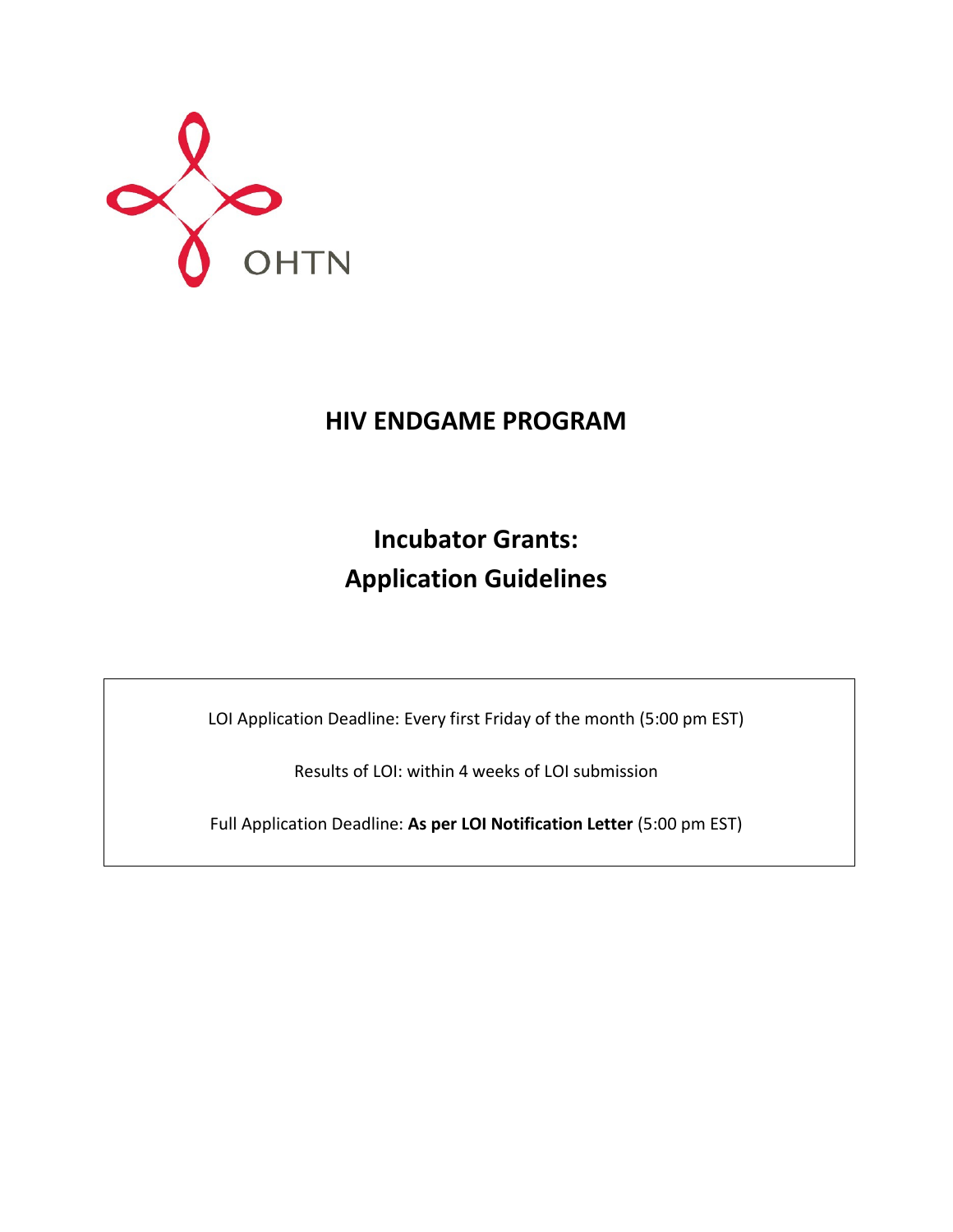OHTN

# HIV ENDGAME PROGRAM

## Incubator Grants: Application Guidelines

LOI Application Deadline: Every first Friday of the month (5:00 pm EST)

Results of LOI: within 4 weeks of LOI submission

Full Application Deadline: **As per LOI Notification Letter** (5:00 pm EST)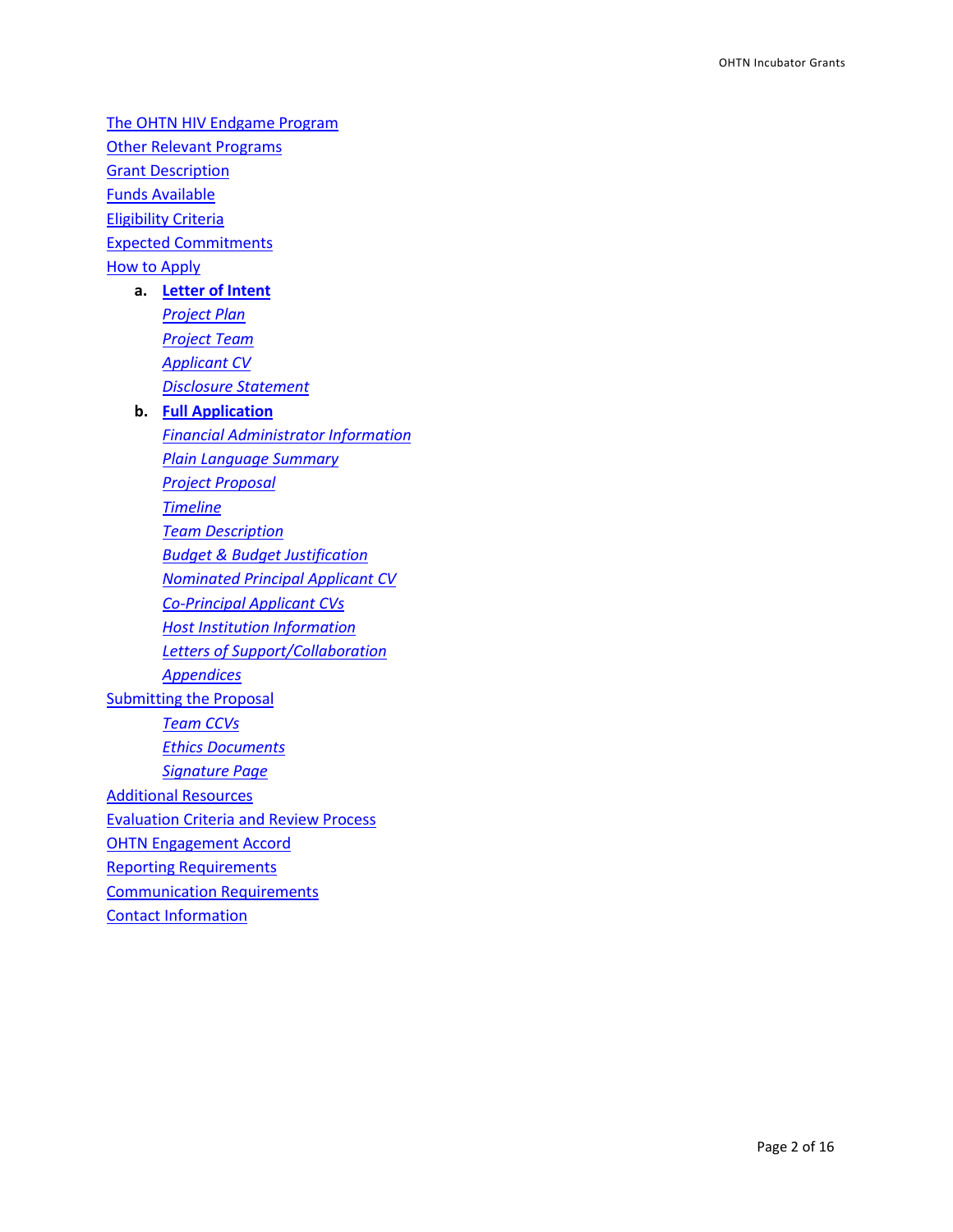- The OHTN HIV Endgame Program
- Other Relevant Programs
- Grant Description
- Funds Available
- Eligibility Criteria
- Expected Commitments
- How to Apply
  - **a. Letter of Intent**
    - *Project Plan*
    - *Project Team*
    - *Applicant CV*
    - *Disclosure Statement*
  - **b. Full Application**
    - *Financial Administrator Information*
    - *Plain Language Summary*
    - *Project Proposal*
    - *Timeline*
    - *Team Description*
    - *Budget & Budget Justification*
    - *Nominated Principal Applicant CV*
    - *Co-Principal Applicant CVs*
    - *Host Institution Information*
    - *Letters of Support/Collaboration*
    - *Appendices*
- Submitting the Proposal
  - *Team CCVs*
  - *Ethics Documents*
  - *Signature Page*
- Additional Resources
- Evaluation Criteria and Review Process
- OHTN Engagement Accord
- Reporting Requirements
- Communication Requirements
- Contact Information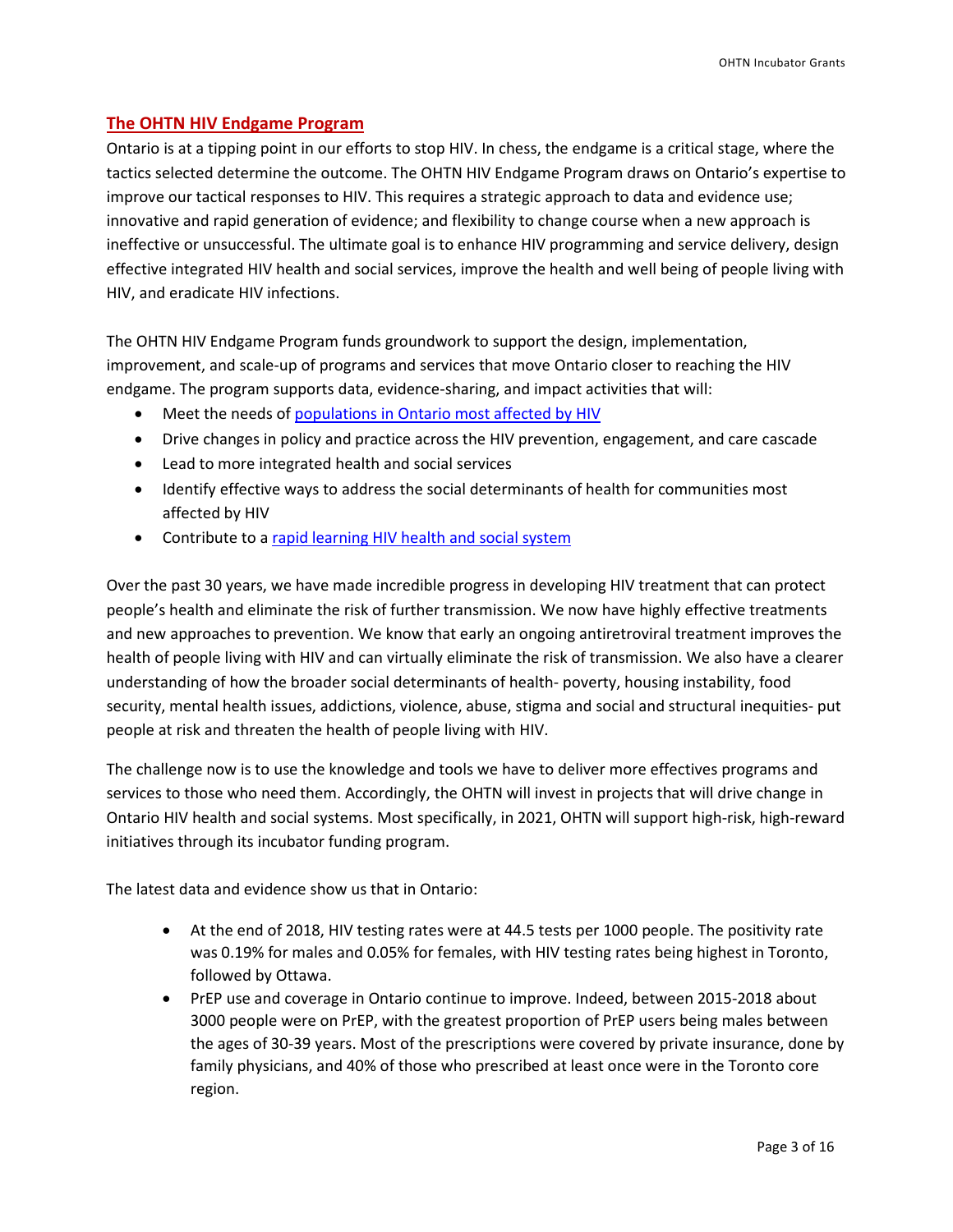## The OHTN HIV Endgame Program

Ontario is at a tipping point in our efforts to stop HIV. In chess, the endgame is a critical stage, where the tactics selected determine the outcome. The OHTN HIV Endgame Program draws on Ontario's expertise to improve our tactical responses to HIV. This requires a strategic approach to data and evidence use; innovative and rapid generation of evidence; and flexibility to change course when a new approach is ineffective or unsuccessful. The ultimate goal is to enhance HIV programming and service delivery, design effective integrated HIV health and social services, improve the health and well being of people living with HIV, and eradicate HIV infections.

The OHTN HIV Endgame Program funds groundwork to support the design, implementation, improvement, and scale-up of programs and services that move Ontario closer to reaching the HIV endgame. The program supports data, evidence-sharing, and impact activities that will:

- Meet the needs of populations in Ontario most affected by HIV
- Drive changes in policy and practice across the HIV prevention, engagement, and care cascade
- Lead to more integrated health and social services
- Identify effective ways to address the social determinants of health for communities most affected by HIV
- Contribute to a rapid learning HIV health and social system

Over the past 30 years, we have made incredible progress in developing HIV treatment that can protect people's health and eliminate the risk of further transmission. We now have highly effective treatments and new approaches to prevention. We know that early an ongoing antiretroviral treatment improves the health of people living with HIV and can virtually eliminate the risk of transmission. We also have a clearer understanding of how the broader social determinants of health- poverty, housing instability, food security, mental health issues, addictions, violence, abuse, stigma and social and structural inequities- put people at risk and threaten the health of people living with HIV.

The challenge now is to use the knowledge and tools we have to deliver more effectives programs and services to those who need them. Accordingly, the OHTN will invest in projects that will drive change in Ontario HIV health and social systems. Most specifically, in 2021, OHTN will support high-risk, high-reward initiatives through its incubator funding program.

The latest data and evidence show us that in Ontario:

- At the end of 2018, HIV testing rates were at 44.5 tests per 1000 people. The positivity rate was 0.19% for males and 0.05% for females, with HIV testing rates being highest in Toronto, followed by Ottawa.
- PrEP use and coverage in Ontario continue to improve. Indeed, between 2015-2018 about 3000 people were on PrEP, with the greatest proportion of PrEP users being males between the ages of 30-39 years. Most of the prescriptions were covered by private insurance, done by family physicians, and 40% of those who prescribed at least once were in the Toronto core region.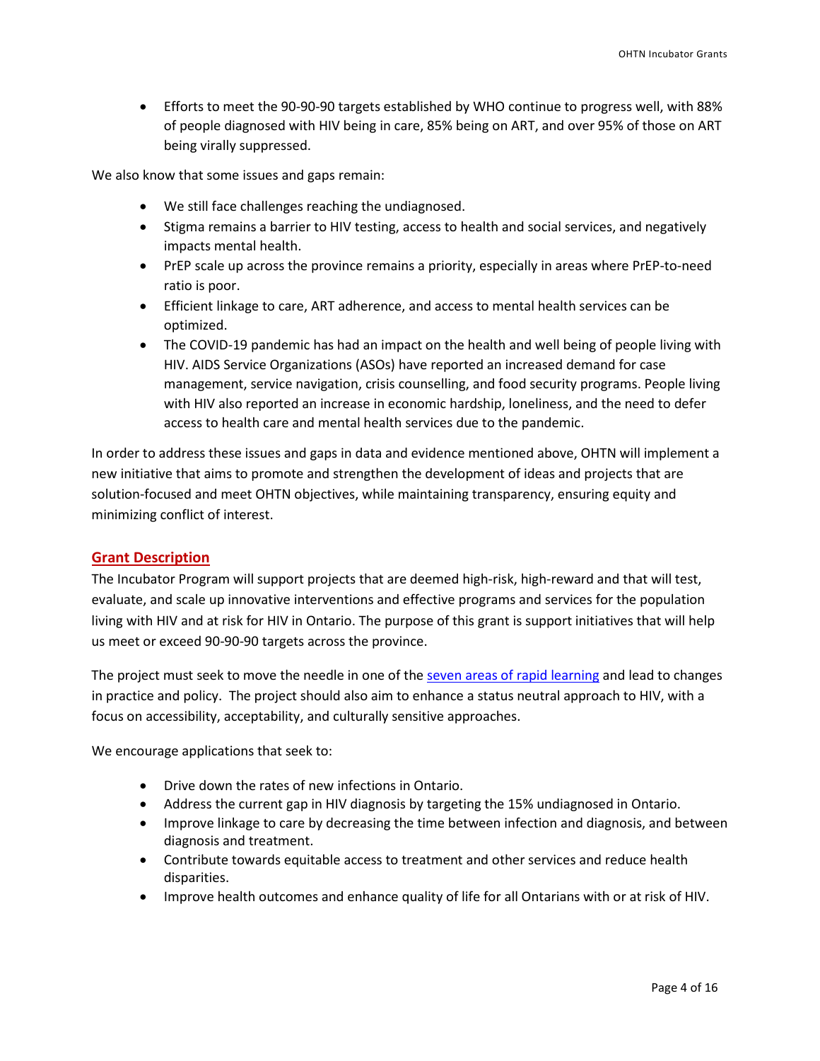- Efforts to meet the 90-90-90 targets established by WHO continue to progress well, with 88% of people diagnosed with HIV being in care, 85% being on ART, and over 95% of those on ART being virally suppressed.

We also know that some issues and gaps remain:

- We still face challenges reaching the undiagnosed.
- Stigma remains a barrier to HIV testing, access to health and social services, and negatively impacts mental health.
- PrEP scale up across the province remains a priority, especially in areas where PrEP-to-need ratio is poor.
- Efficient linkage to care, ART adherence, and access to mental health services can be optimized.
- The COVID-19 pandemic has had an impact on the health and well being of people living with HIV. AIDS Service Organizations (ASOs) have reported an increased demand for case management, service navigation, crisis counselling, and food security programs. People living with HIV also reported an increase in economic hardship, loneliness, and the need to defer access to health care and mental health services due to the pandemic.

In order to address these issues and gaps in data and evidence mentioned above, OHTN will implement a new initiative that aims to promote and strengthen the development of ideas and projects that are solution-focused and meet OHTN objectives, while maintaining transparency, ensuring equity and minimizing conflict of interest.

## Grant Description

The Incubator Program will support projects that are deemed high-risk, high-reward and that will test, evaluate, and scale up innovative interventions and effective programs and services for the population living with HIV and at risk for HIV in Ontario. The purpose of this grant is support initiatives that will help us meet or exceed 90-90-90 targets across the province.

The project must seek to move the needle in one of the seven areas of rapid learning and lead to changes in practice and policy. The project should also aim to enhance a status neutral approach to HIV, with a focus on accessibility, acceptability, and culturally sensitive approaches.

We encourage applications that seek to:

- Drive down the rates of new infections in Ontario.
- Address the current gap in HIV diagnosis by targeting the 15% undiagnosed in Ontario.
- Improve linkage to care by decreasing the time between infection and diagnosis, and between diagnosis and treatment.
- Contribute towards equitable access to treatment and other services and reduce health disparities.
- Improve health outcomes and enhance quality of life for all Ontarians with or at risk of HIV.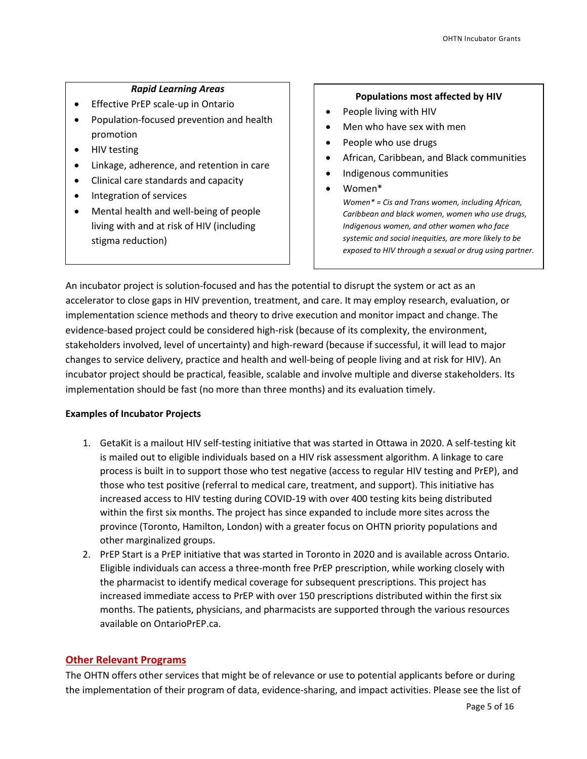**_Rapid Learning Areas_**

- Effective PrEP scale-up in Ontario
- Population-focused prevention and health promotion
- HIV testing
- Linkage, adherence, and retention in care
- Clinical care standards and capacity
- Integration of services
- Mental health and well-being of people living with and at risk of HIV (including stigma reduction)

**Populations most affected by HIV**

- People living with HIV
- Men who have sex with men
- People who use drugs
- African, Caribbean, and Black communities
- Indigenous communities
- Women*

  *Women* = Cis and Trans women, including African, Caribbean and black women, women who use drugs, Indigenous women, and other women who face systemic and social inequities, are more likely to be exposed to HIV through a sexual or drug using partner.*

An incubator project is solution-focused and has the potential to disrupt the system or act as an accelerator to close gaps in HIV prevention, treatment, and care. It may employ research, evaluation, or implementation science methods and theory to drive execution and monitor impact and change. The evidence-based project could be considered high-risk (because of its complexity, the environment, stakeholders involved, level of uncertainty) and high-reward (because if successful, it will lead to major changes to service delivery, practice and health and well-being of people living and at risk for HIV). An incubator project should be practical, feasible, scalable and involve multiple and diverse stakeholders. Its implementation should be fast (no more than three months) and its evaluation timely.

**Examples of Incubator Projects**

1. GetaKit is a mailout HIV self-testing initiative that was started in Ottawa in 2020. A self-testing kit is mailed out to eligible individuals based on a HIV risk assessment algorithm. A linkage to care process is built in to support those who test negative (access to regular HIV testing and PrEP), and those who test positive (referral to medical care, treatment, and support). This initiative has increased access to HIV testing during COVID-19 with over 400 testing kits being distributed within the first six months. The project has since expanded to include more sites across the province (Toronto, Hamilton, London) with a greater focus on OHTN priority populations and other marginalized groups.
2. PrEP Start is a PrEP initiative that was started in Toronto in 2020 and is available across Ontario. Eligible individuals can access a three-month free PrEP prescription, while working closely with the pharmacist to identify medical coverage for subsequent prescriptions. This project has increased immediate access to PrEP with over 150 prescriptions distributed within the first six months. The patients, physicians, and pharmacists are supported through the various resources available on OntarioPrEP.ca.

## Other Relevant Programs

The OHTN offers other services that might be of relevance or use to potential applicants before or during the implementation of their program of data, evidence-sharing, and impact activities. Please see the list of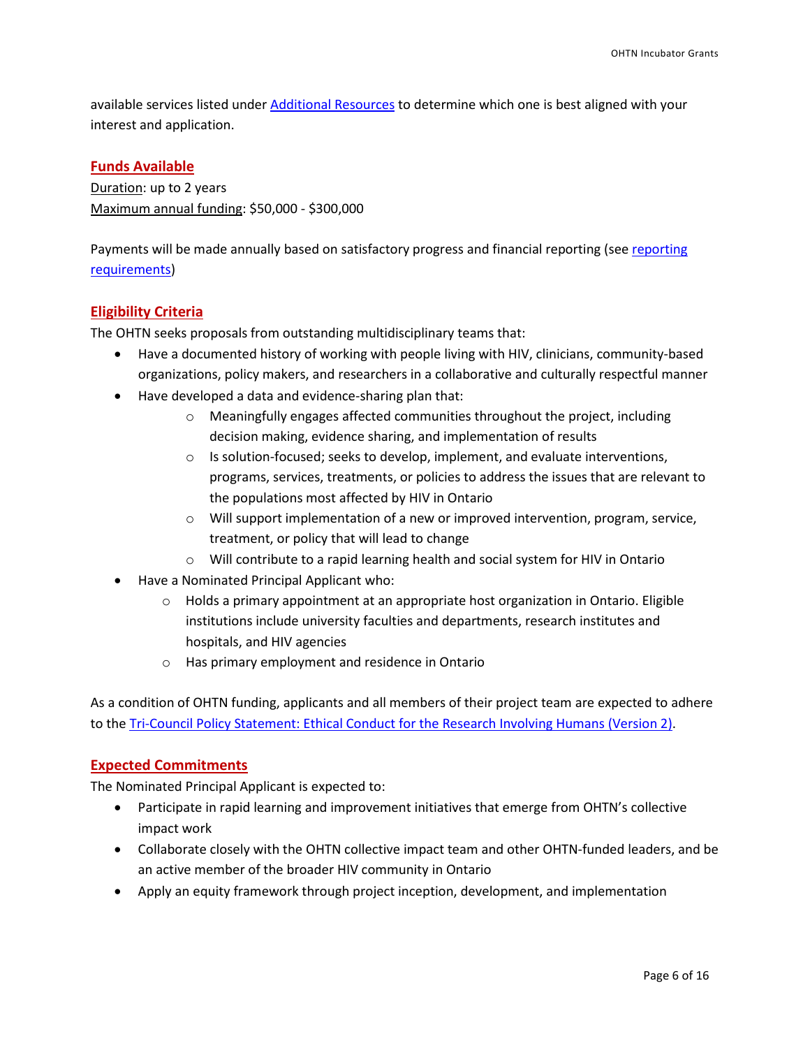available services listed under Additional Resources to determine which one is best aligned with your interest and application.

## Funds Available

Duration: up to 2 years
Maximum annual funding: $50,000 - $300,000

Payments will be made annually based on satisfactory progress and financial reporting (see reporting requirements)

## Eligibility Criteria

The OHTN seeks proposals from outstanding multidisciplinary teams that:

- Have a documented history of working with people living with HIV, clinicians, community-based organizations, policy makers, and researchers in a collaborative and culturally respectful manner
- Have developed a data and evidence-sharing plan that:
    - Meaningfully engages affected communities throughout the project, including decision making, evidence sharing, and implementation of results
    - Is solution-focused; seeks to develop, implement, and evaluate interventions, programs, services, treatments, or policies to address the issues that are relevant to the populations most affected by HIV in Ontario
    - Will support implementation of a new or improved intervention, program, service, treatment, or policy that will lead to change
    - Will contribute to a rapid learning health and social system for HIV in Ontario
- Have a Nominated Principal Applicant who:
    - Holds a primary appointment at an appropriate host organization in Ontario. Eligible institutions include university faculties and departments, research institutes and hospitals, and HIV agencies
    - Has primary employment and residence in Ontario

As a condition of OHTN funding, applicants and all members of their project team are expected to adhere to the Tri-Council Policy Statement: Ethical Conduct for the Research Involving Humans (Version 2).

## Expected Commitments

The Nominated Principal Applicant is expected to:

- Participate in rapid learning and improvement initiatives that emerge from OHTN's collective impact work
- Collaborate closely with the OHTN collective impact team and other OHTN-funded leaders, and be an active member of the broader HIV community in Ontario
- Apply an equity framework through project inception, development, and implementation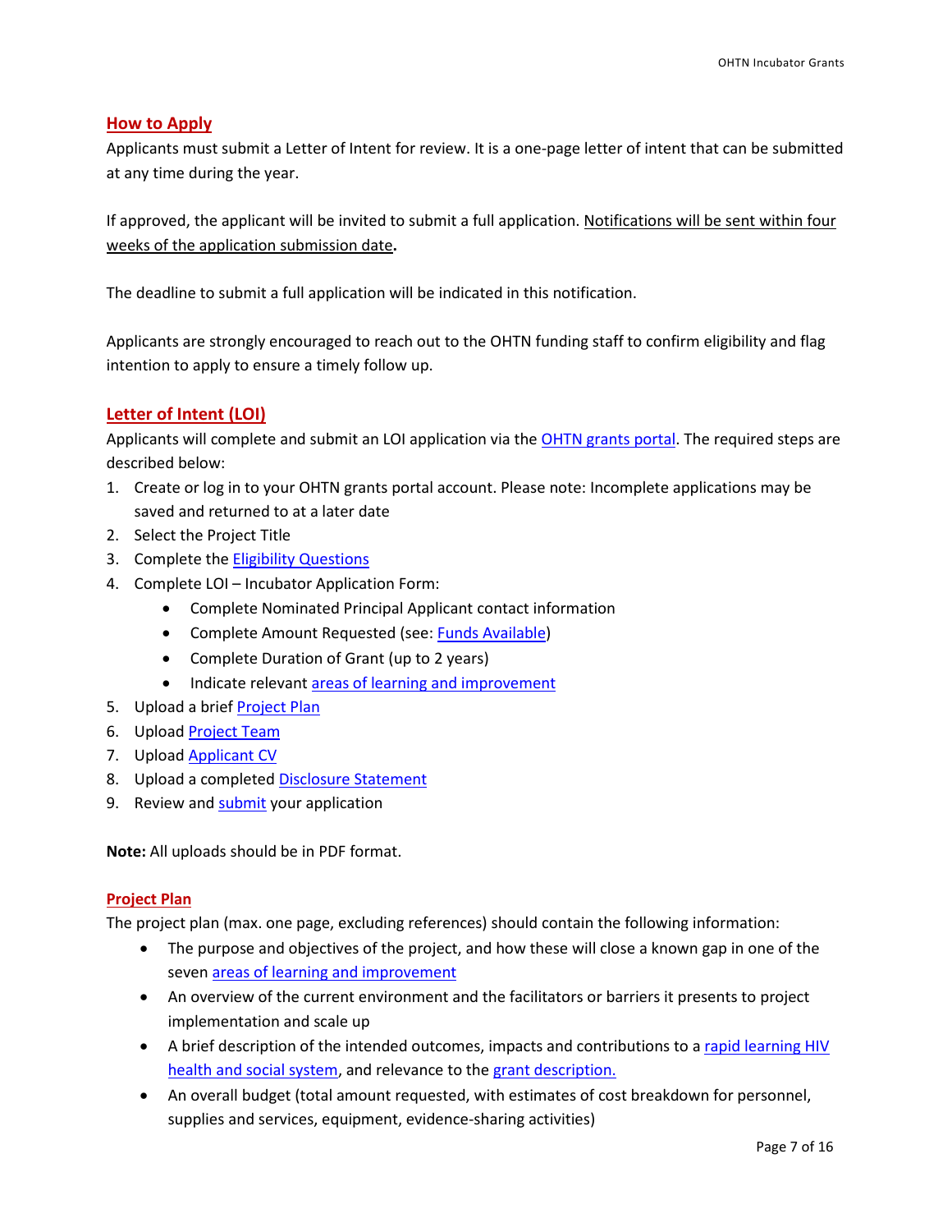## How to Apply

Applicants must submit a Letter of Intent for review. It is a one-page letter of intent that can be submitted at any time during the year.

If approved, the applicant will be invited to submit a full application. Notifications will be sent within four weeks of the application submission date**.**

The deadline to submit a full application will be indicated in this notification.

Applicants are strongly encouraged to reach out to the OHTN funding staff to confirm eligibility and flag intention to apply to ensure a timely follow up.

## Letter of Intent (LOI)

Applicants will complete and submit an LOI application via the OHTN grants portal. The required steps are described below:

1. Create or log in to your OHTN grants portal account. Please note: Incomplete applications may be saved and returned to at a later date
2. Select the Project Title
3. Complete the Eligibility Questions
4. Complete LOI – Incubator Application Form:
   - Complete Nominated Principal Applicant contact information
   - Complete Amount Requested (see: Funds Available)
   - Complete Duration of Grant (up to 2 years)
   - Indicate relevant areas of learning and improvement
5. Upload a brief Project Plan
6. Upload Project Team
7. Upload Applicant CV
8. Upload a completed Disclosure Statement
9. Review and submit your application

**Note:** All uploads should be in PDF format.

### Project Plan

The project plan (max. one page, excluding references) should contain the following information:

- The purpose and objectives of the project, and how these will close a known gap in one of the seven areas of learning and improvement
- An overview of the current environment and the facilitators or barriers it presents to project implementation and scale up
- A brief description of the intended outcomes, impacts and contributions to a rapid learning HIV health and social system, and relevance to the grant description.
- An overall budget (total amount requested, with estimates of cost breakdown for personnel, supplies and services, equipment, evidence-sharing activities)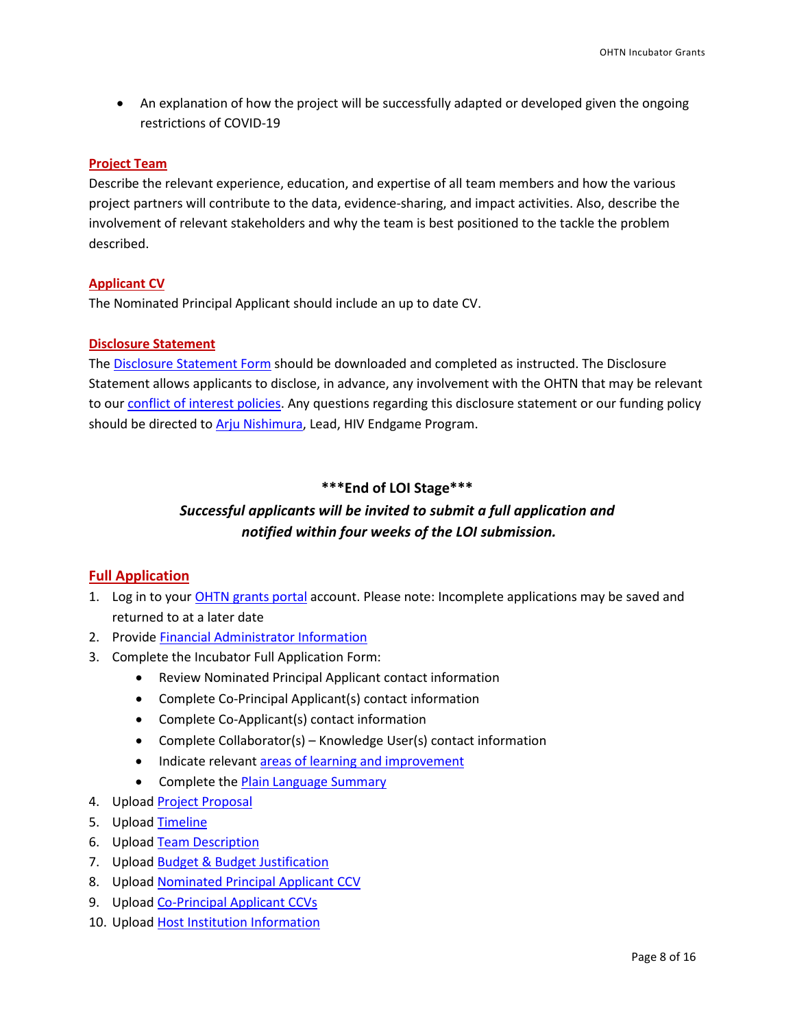- An explanation of how the project will be successfully adapted or developed given the ongoing restrictions of COVID-19

## Project Team

Describe the relevant experience, education, and expertise of all team members and how the various project partners will contribute to the data, evidence-sharing, and impact activities. Also, describe the involvement of relevant stakeholders and why the team is best positioned to the tackle the problem described.

## Applicant CV

The Nominated Principal Applicant should include an up to date CV.

## Disclosure Statement

The Disclosure Statement Form should be downloaded and completed as instructed. The Disclosure Statement allows applicants to disclose, in advance, any involvement with the OHTN that may be relevant to our conflict of interest policies. Any questions regarding this disclosure statement or our funding policy should be directed to Arju Nishimura, Lead, HIV Endgame Program.

**\*\*\*End of LOI Stage\*\*\***

***Successful applicants will be invited to submit a full application and notified within four weeks of the LOI submission.***

## Full Application

1. Log in to your OHTN grants portal account. Please note: Incomplete applications may be saved and returned to at a later date
2. Provide Financial Administrator Information
3. Complete the Incubator Full Application Form:
   - Review Nominated Principal Applicant contact information
   - Complete Co-Principal Applicant(s) contact information
   - Complete Co-Applicant(s) contact information
   - Complete Collaborator(s) – Knowledge User(s) contact information
   - Indicate relevant areas of learning and improvement
   - Complete the Plain Language Summary
4. Upload Project Proposal
5. Upload Timeline
6. Upload Team Description
7. Upload Budget & Budget Justification
8. Upload Nominated Principal Applicant CCV
9. Upload Co-Principal Applicant CCVs
10. Upload Host Institution Information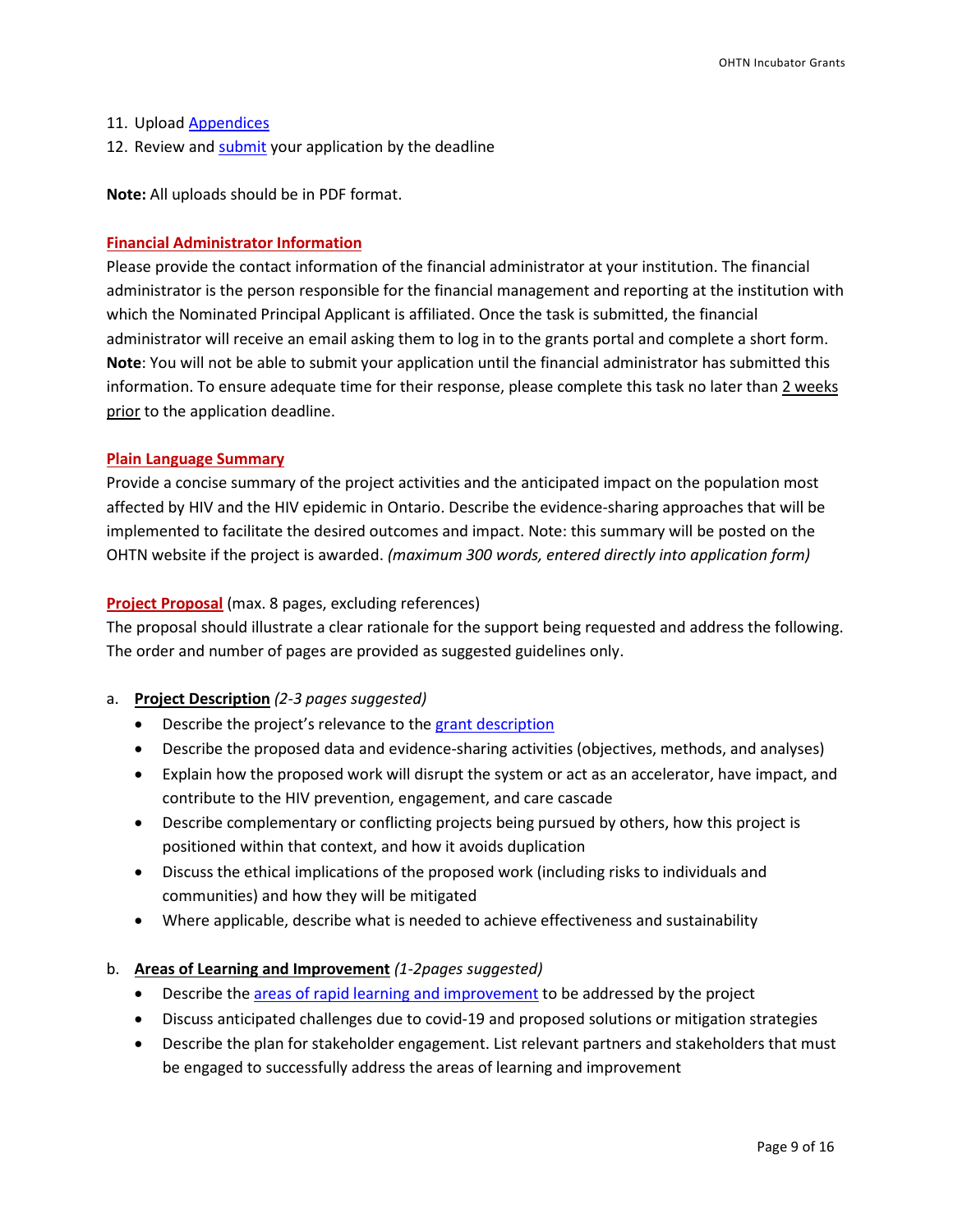11. Upload Appendices
12. Review and submit your application by the deadline

**Note:** All uploads should be in PDF format.

**Financial Administrator Information**

Please provide the contact information of the financial administrator at your institution. The financial administrator is the person responsible for the financial management and reporting at the institution with which the Nominated Principal Applicant is affiliated. Once the task is submitted, the financial administrator will receive an email asking them to log in to the grants portal and complete a short form. **Note**: You will not be able to submit your application until the financial administrator has submitted this information. To ensure adequate time for their response, please complete this task no later than 2 weeks prior to the application deadline.

**Plain Language Summary**

Provide a concise summary of the project activities and the anticipated impact on the population most affected by HIV and the HIV epidemic in Ontario. Describe the evidence-sharing approaches that will be implemented to facilitate the desired outcomes and impact. Note: this summary will be posted on the OHTN website if the project is awarded. *(maximum 300 words, entered directly into application form)*

**Project Proposal** (max. 8 pages, excluding references)

The proposal should illustrate a clear rationale for the support being requested and address the following. The order and number of pages are provided as suggested guidelines only.

a. **Project Description** *(2-3 pages suggested)*
   - Describe the project's relevance to the grant description
   - Describe the proposed data and evidence-sharing activities (objectives, methods, and analyses)
   - Explain how the proposed work will disrupt the system or act as an accelerator, have impact, and contribute to the HIV prevention, engagement, and care cascade
   - Describe complementary or conflicting projects being pursued by others, how this project is positioned within that context, and how it avoids duplication
   - Discuss the ethical implications of the proposed work (including risks to individuals and communities) and how they will be mitigated
   - Where applicable, describe what is needed to achieve effectiveness and sustainability

b. **Areas of Learning and Improvement** *(1-2pages suggested)*
   - Describe the areas of rapid learning and improvement to be addressed by the project
   - Discuss anticipated challenges due to covid-19 and proposed solutions or mitigation strategies
   - Describe the plan for stakeholder engagement. List relevant partners and stakeholders that must be engaged to successfully address the areas of learning and improvement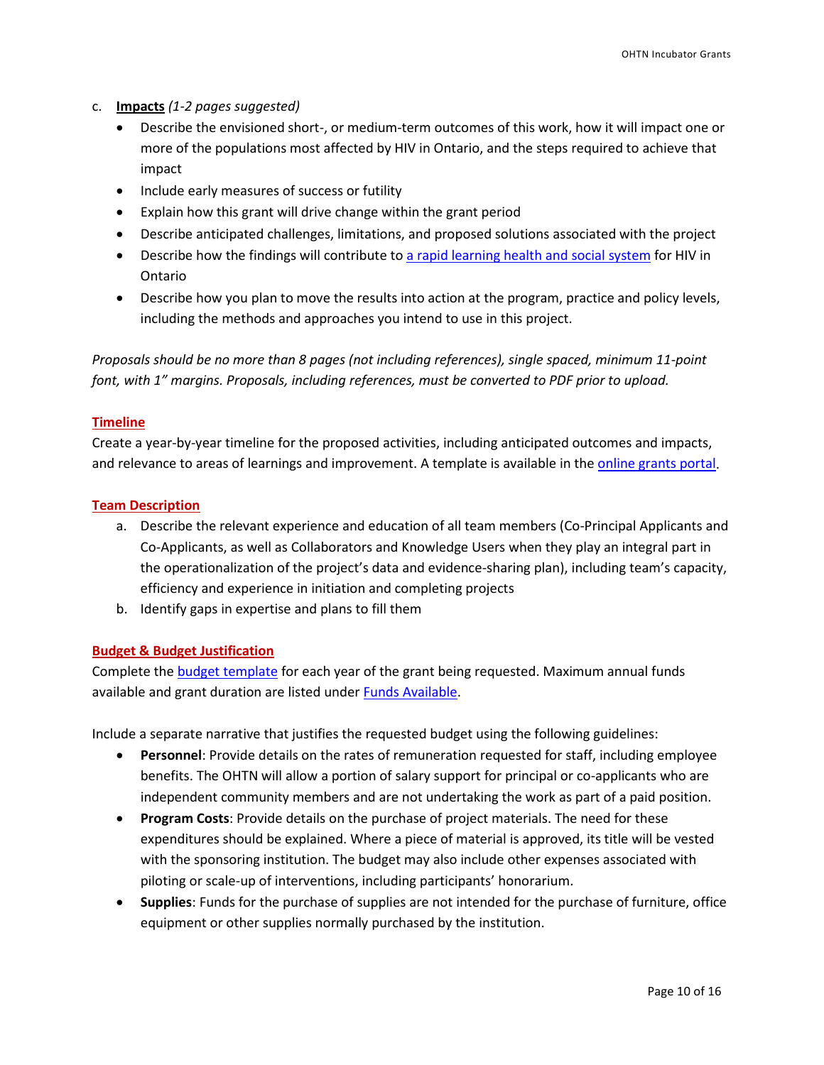c. **Impacts** *(1-2 pages suggested)*

- Describe the envisioned short-, or medium-term outcomes of this work, how it will impact one or more of the populations most affected by HIV in Ontario, and the steps required to achieve that impact
- Include early measures of success or futility
- Explain how this grant will drive change within the grant period
- Describe anticipated challenges, limitations, and proposed solutions associated with the project
- Describe how the findings will contribute to a rapid learning health and social system for HIV in Ontario
- Describe how you plan to move the results into action at the program, practice and policy levels, including the methods and approaches you intend to use in this project.

*Proposals should be no more than 8 pages (not including references), single spaced, minimum 11-point font, with 1" margins. Proposals, including references, must be converted to PDF prior to upload.*

## Timeline

Create a year-by-year timeline for the proposed activities, including anticipated outcomes and impacts, and relevance to areas of learnings and improvement. A template is available in the online grants portal.

## Team Description

a. Describe the relevant experience and education of all team members (Co-Principal Applicants and Co-Applicants, as well as Collaborators and Knowledge Users when they play an integral part in the operationalization of the project's data and evidence-sharing plan), including team's capacity, efficiency and experience in initiation and completing projects
b. Identify gaps in expertise and plans to fill them

## Budget & Budget Justification

Complete the budget template for each year of the grant being requested. Maximum annual funds available and grant duration are listed under Funds Available.

Include a separate narrative that justifies the requested budget using the following guidelines:

- **Personnel**: Provide details on the rates of remuneration requested for staff, including employee benefits. The OHTN will allow a portion of salary support for principal or co-applicants who are independent community members and are not undertaking the work as part of a paid position.
- **Program Costs**: Provide details on the purchase of project materials. The need for these expenditures should be explained. Where a piece of material is approved, its title will be vested with the sponsoring institution. The budget may also include other expenses associated with piloting or scale-up of interventions, including participants' honorarium.
- **Supplies**: Funds for the purchase of supplies are not intended for the purchase of furniture, office equipment or other supplies normally purchased by the institution.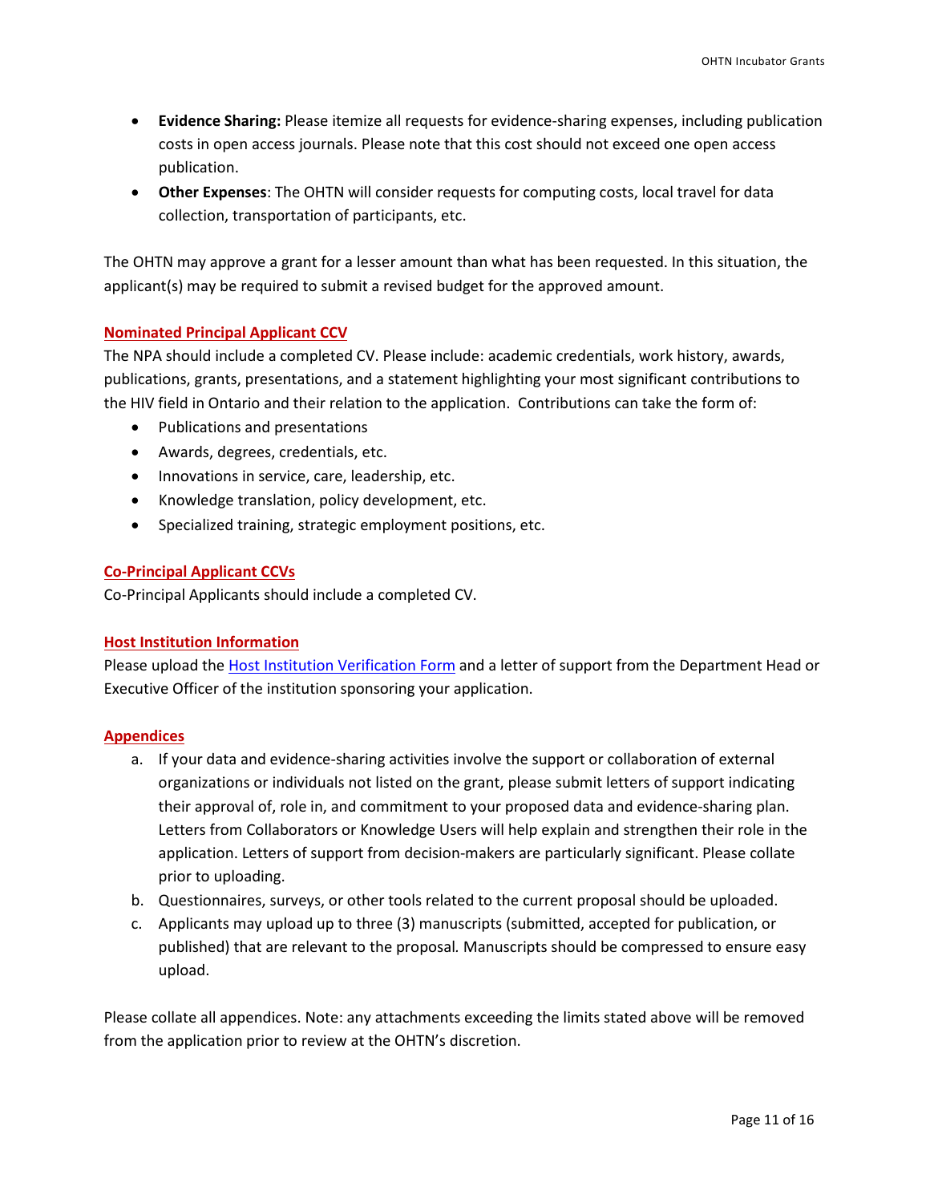- **Evidence Sharing:** Please itemize all requests for evidence-sharing expenses, including publication costs in open access journals. Please note that this cost should not exceed one open access publication.
- **Other Expenses**: The OHTN will consider requests for computing costs, local travel for data collection, transportation of participants, etc.

The OHTN may approve a grant for a lesser amount than what has been requested. In this situation, the applicant(s) may be required to submit a revised budget for the approved amount.

### Nominated Principal Applicant CCV

The NPA should include a completed CV. Please include: academic credentials, work history, awards, publications, grants, presentations, and a statement highlighting your most significant contributions to the HIV field in Ontario and their relation to the application. Contributions can take the form of:

- Publications and presentations
- Awards, degrees, credentials, etc.
- Innovations in service, care, leadership, etc.
- Knowledge translation, policy development, etc.
- Specialized training, strategic employment positions, etc.

### Co-Principal Applicant CCVs

Co-Principal Applicants should include a completed CV.

### Host Institution Information

Please upload the Host Institution Verification Form and a letter of support from the Department Head or Executive Officer of the institution sponsoring your application.

### Appendices

a. If your data and evidence-sharing activities involve the support or collaboration of external organizations or individuals not listed on the grant, please submit letters of support indicating their approval of, role in, and commitment to your proposed data and evidence-sharing plan. Letters from Collaborators or Knowledge Users will help explain and strengthen their role in the application. Letters of support from decision-makers are particularly significant. Please collate prior to uploading.
b. Questionnaires, surveys, or other tools related to the current proposal should be uploaded.
c. Applicants may upload up to three (3) manuscripts (submitted, accepted for publication, or published) that are relevant to the proposal. Manuscripts should be compressed to ensure easy upload.

Please collate all appendices. Note: any attachments exceeding the limits stated above will be removed from the application prior to review at the OHTN's discretion.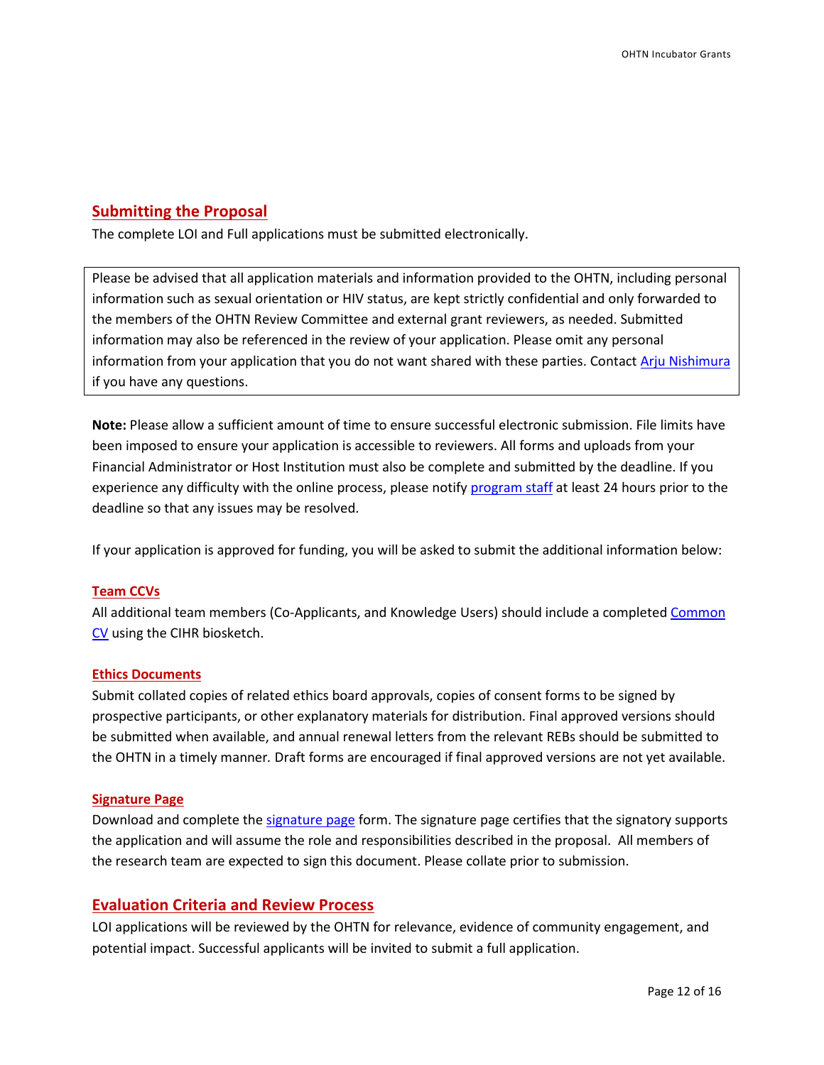## Submitting the Proposal

The complete LOI and Full applications must be submitted electronically.

> Please be advised that all application materials and information provided to the OHTN, including personal information such as sexual orientation or HIV status, are kept strictly confidential and only forwarded to the members of the OHTN Review Committee and external grant reviewers, as needed. Submitted information may also be referenced in the review of your application. Please omit any personal information from your application that you do not want shared with these parties. Contact Arju Nishimura if you have any questions.

**Note:** Please allow a sufficient amount of time to ensure successful electronic submission. File limits have been imposed to ensure your application is accessible to reviewers. All forms and uploads from your Financial Administrator or Host Institution must also be complete and submitted by the deadline. If you experience any difficulty with the online process, please notify program staff at least 24 hours prior to the deadline so that any issues may be resolved.

If your application is approved for funding, you will be asked to submit the additional information below:

### Team CCVs

All additional team members (Co-Applicants, and Knowledge Users) should include a completed Common CV using the CIHR biosketch.

### Ethics Documents

Submit collated copies of related ethics board approvals, copies of consent forms to be signed by prospective participants, or other explanatory materials for distribution. Final approved versions should be submitted when available, and annual renewal letters from the relevant REBs should be submitted to the OHTN in a timely manner. Draft forms are encouraged if final approved versions are not yet available.

### Signature Page

Download and complete the signature page form. The signature page certifies that the signatory supports the application and will assume the role and responsibilities described in the proposal. All members of the research team are expected to sign this document. Please collate prior to submission.

## Evaluation Criteria and Review Process

LOI applications will be reviewed by the OHTN for relevance, evidence of community engagement, and potential impact. Successful applicants will be invited to submit a full application.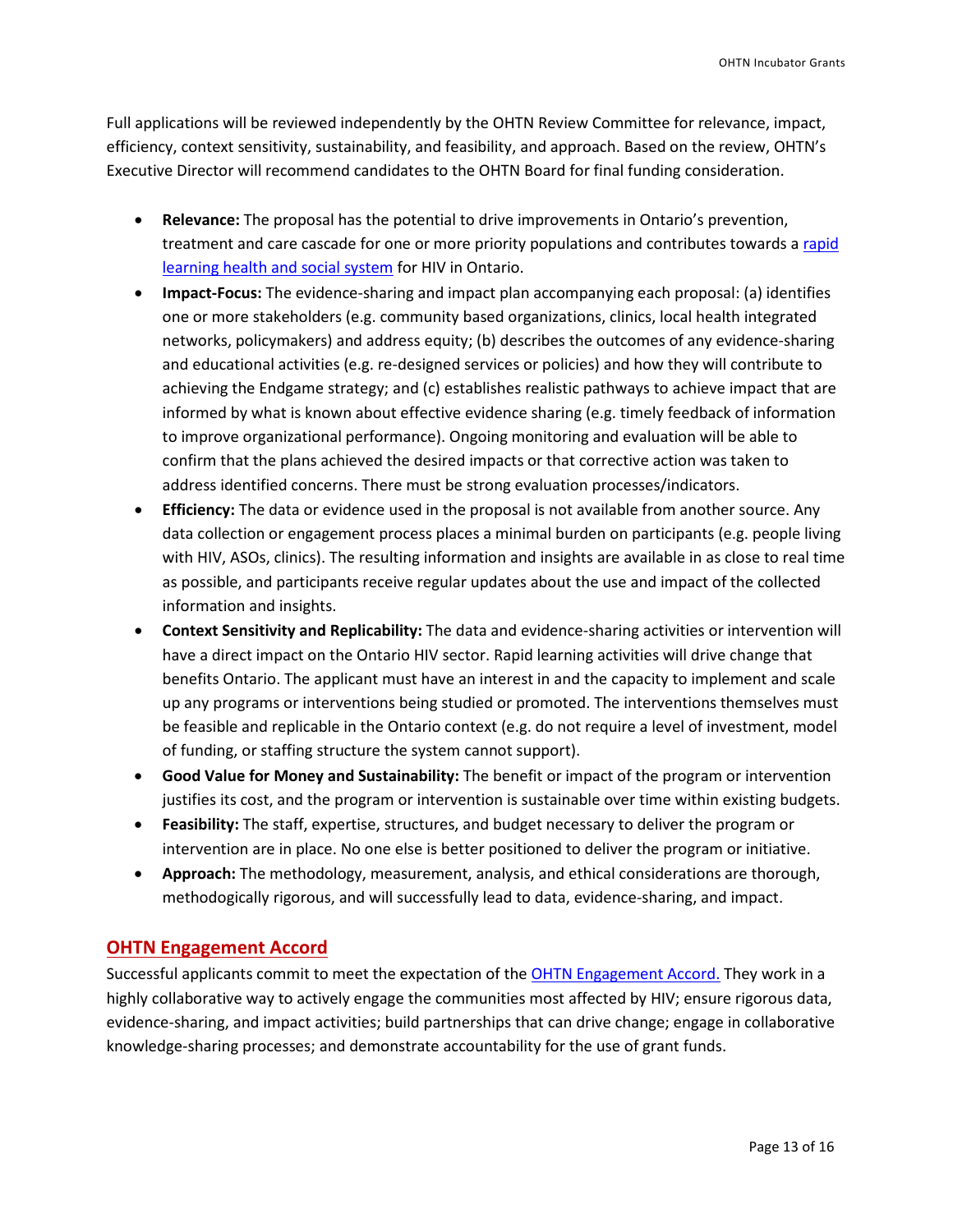Full applications will be reviewed independently by the OHTN Review Committee for relevance, impact, efficiency, context sensitivity, sustainability, and feasibility, and approach. Based on the review, OHTN's Executive Director will recommend candidates to the OHTN Board for final funding consideration.

- **Relevance:** The proposal has the potential to drive improvements in Ontario's prevention, treatment and care cascade for one or more priority populations and contributes towards a rapid learning health and social system for HIV in Ontario.
- **Impact-Focus:** The evidence-sharing and impact plan accompanying each proposal: (a) identifies one or more stakeholders (e.g. community based organizations, clinics, local health integrated networks, policymakers) and address equity; (b) describes the outcomes of any evidence-sharing and educational activities (e.g. re-designed services or policies) and how they will contribute to achieving the Endgame strategy; and (c) establishes realistic pathways to achieve impact that are informed by what is known about effective evidence sharing (e.g. timely feedback of information to improve organizational performance). Ongoing monitoring and evaluation will be able to confirm that the plans achieved the desired impacts or that corrective action was taken to address identified concerns. There must be strong evaluation processes/indicators.
- **Efficiency:** The data or evidence used in the proposal is not available from another source. Any data collection or engagement process places a minimal burden on participants (e.g. people living with HIV, ASOs, clinics). The resulting information and insights are available in as close to real time as possible, and participants receive regular updates about the use and impact of the collected information and insights.
- **Context Sensitivity and Replicability:** The data and evidence-sharing activities or intervention will have a direct impact on the Ontario HIV sector. Rapid learning activities will drive change that benefits Ontario. The applicant must have an interest in and the capacity to implement and scale up any programs or interventions being studied or promoted. The interventions themselves must be feasible and replicable in the Ontario context (e.g. do not require a level of investment, model of funding, or staffing structure the system cannot support).
- **Good Value for Money and Sustainability:** The benefit or impact of the program or intervention justifies its cost, and the program or intervention is sustainable over time within existing budgets.
- **Feasibility:** The staff, expertise, structures, and budget necessary to deliver the program or intervention are in place. No one else is better positioned to deliver the program or initiative.
- **Approach:** The methodology, measurement, analysis, and ethical considerations are thorough, methodogically rigorous, and will successfully lead to data, evidence-sharing, and impact.

## OHTN Engagement Accord

Successful applicants commit to meet the expectation of the OHTN Engagement Accord. They work in a highly collaborative way to actively engage the communities most affected by HIV; ensure rigorous data, evidence-sharing, and impact activities; build partnerships that can drive change; engage in collaborative knowledge-sharing processes; and demonstrate accountability for the use of grant funds.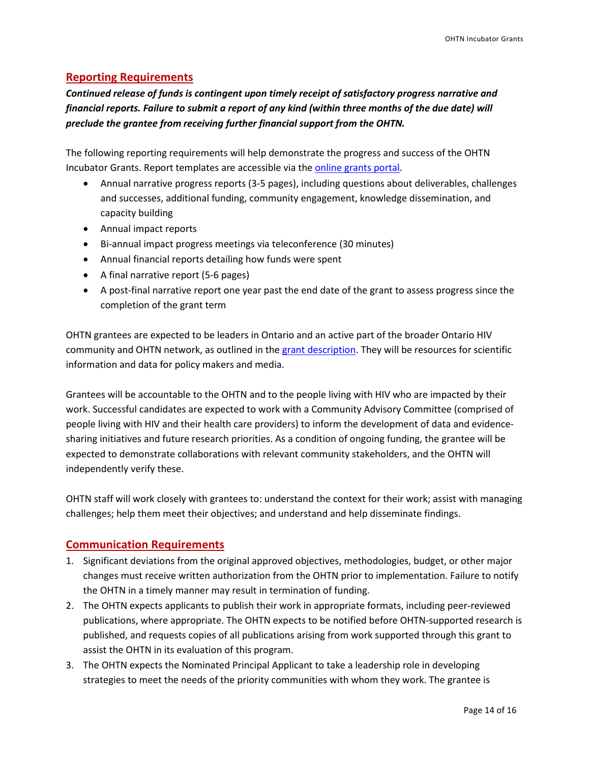## Reporting Requirements

***Continued release of funds is contingent upon timely receipt of satisfactory progress narrative and financial reports. Failure to submit a report of any kind (within three months of the due date) will preclude the grantee from receiving further financial support from the OHTN.***

The following reporting requirements will help demonstrate the progress and success of the OHTN Incubator Grants. Report templates are accessible via the [online grants portal](#).

- Annual narrative progress reports (3-5 pages), including questions about deliverables, challenges and successes, additional funding, community engagement, knowledge dissemination, and capacity building
- Annual impact reports
- Bi-annual impact progress meetings via teleconference (30 minutes)
- Annual financial reports detailing how funds were spent
- A final narrative report (5-6 pages)
- A post-final narrative report one year past the end date of the grant to assess progress since the completion of the grant term

OHTN grantees are expected to be leaders in Ontario and an active part of the broader Ontario HIV community and OHTN network, as outlined in the [grant description](#). They will be resources for scientific information and data for policy makers and media.

Grantees will be accountable to the OHTN and to the people living with HIV who are impacted by their work. Successful candidates are expected to work with a Community Advisory Committee (comprised of people living with HIV and their health care providers) to inform the development of data and evidence-sharing initiatives and future research priorities. As a condition of ongoing funding, the grantee will be expected to demonstrate collaborations with relevant community stakeholders, and the OHTN will independently verify these.

OHTN staff will work closely with grantees to: understand the context for their work; assist with managing challenges; help them meet their objectives; and understand and help disseminate findings.

## Communication Requirements

1. Significant deviations from the original approved objectives, methodologies, budget, or other major changes must receive written authorization from the OHTN prior to implementation. Failure to notify the OHTN in a timely manner may result in termination of funding.
2. The OHTN expects applicants to publish their work in appropriate formats, including peer-reviewed publications, where appropriate. The OHTN expects to be notified before OHTN-supported research is published, and requests copies of all publications arising from work supported through this grant to assist the OHTN in its evaluation of this program.
3. The OHTN expects the Nominated Principal Applicant to take a leadership role in developing strategies to meet the needs of the priority communities with whom they work. The grantee is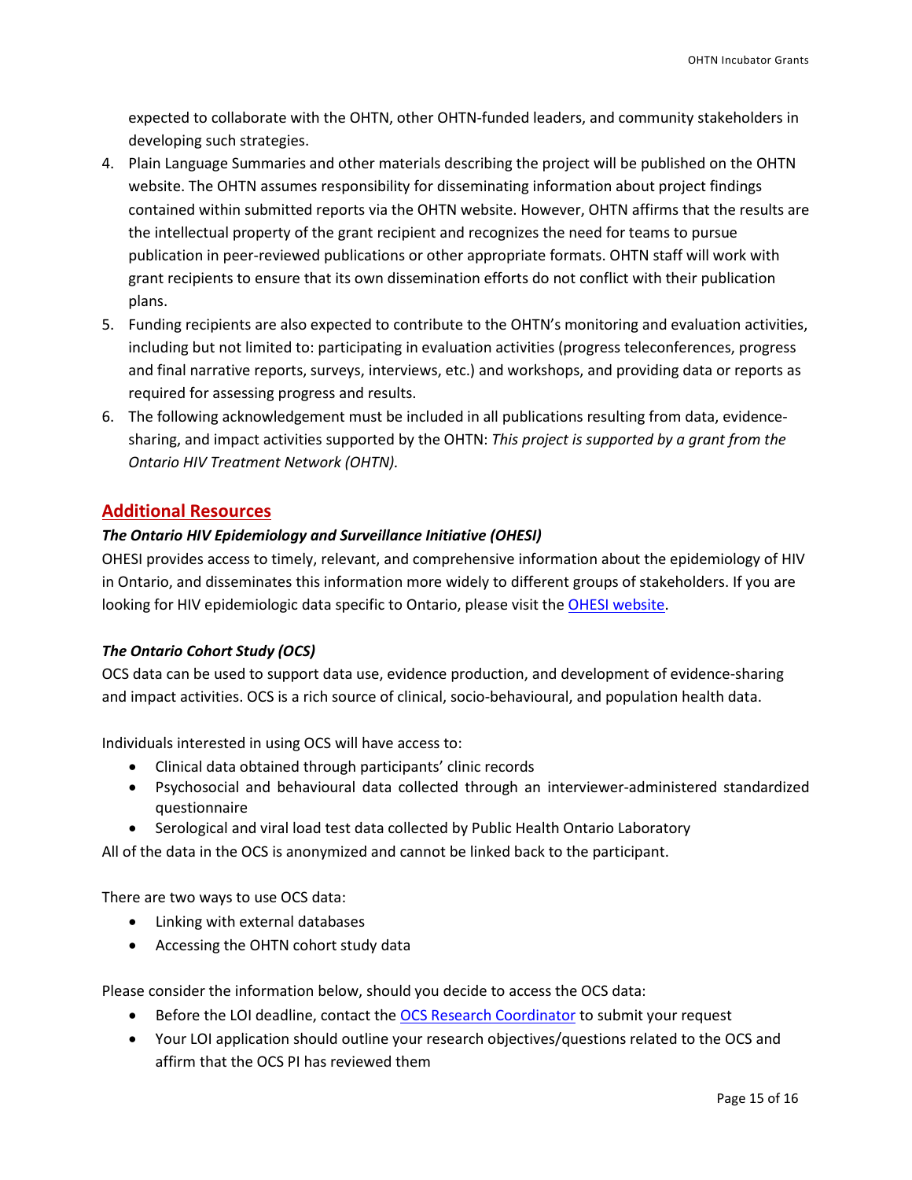expected to collaborate with the OHTN, other OHTN-funded leaders, and community stakeholders in developing such strategies.

4. Plain Language Summaries and other materials describing the project will be published on the OHTN website. The OHTN assumes responsibility for disseminating information about project findings contained within submitted reports via the OHTN website. However, OHTN affirms that the results are the intellectual property of the grant recipient and recognizes the need for teams to pursue publication in peer-reviewed publications or other appropriate formats. OHTN staff will work with grant recipients to ensure that its own dissemination efforts do not conflict with their publication plans.
5. Funding recipients are also expected to contribute to the OHTN's monitoring and evaluation activities, including but not limited to: participating in evaluation activities (progress teleconferences, progress and final narrative reports, surveys, interviews, etc.) and workshops, and providing data or reports as required for assessing progress and results.
6. The following acknowledgement must be included in all publications resulting from data, evidence-sharing, and impact activities supported by the OHTN: *This project is supported by a grant from the Ontario HIV Treatment Network (OHTN).*

## Additional Resources

### *The Ontario HIV Epidemiology and Surveillance Initiative (OHESI)*

OHESI provides access to timely, relevant, and comprehensive information about the epidemiology of HIV in Ontario, and disseminates this information more widely to different groups of stakeholders. If you are looking for HIV epidemiologic data specific to Ontario, please visit the OHESI website.

### *The Ontario Cohort Study (OCS)*

OCS data can be used to support data use, evidence production, and development of evidence-sharing and impact activities. OCS is a rich source of clinical, socio-behavioural, and population health data.

Individuals interested in using OCS will have access to:

- Clinical data obtained through participants' clinic records
- Psychosocial and behavioural data collected through an interviewer-administered standardized questionnaire
- Serological and viral load test data collected by Public Health Ontario Laboratory

All of the data in the OCS is anonymized and cannot be linked back to the participant.

There are two ways to use OCS data:

- Linking with external databases
- Accessing the OHTN cohort study data

Please consider the information below, should you decide to access the OCS data:

- Before the LOI deadline, contact the OCS Research Coordinator to submit your request
- Your LOI application should outline your research objectives/questions related to the OCS and affirm that the OCS PI has reviewed them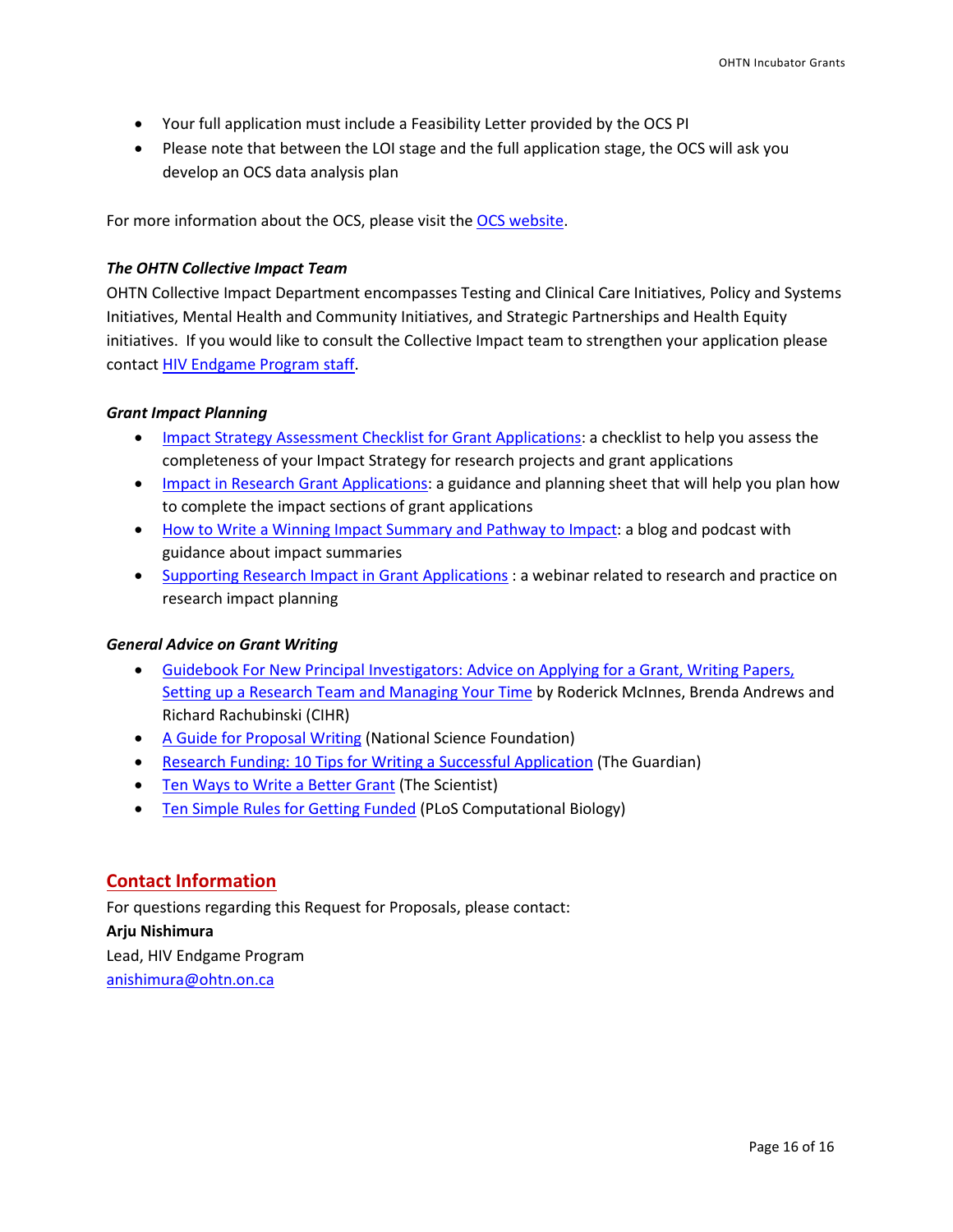- Your full application must include a Feasibility Letter provided by the OCS PI
- Please note that between the LOI stage and the full application stage, the OCS will ask you develop an OCS data analysis plan

For more information about the OCS, please visit the OCS website.

***The OHTN Collective Impact Team***

OHTN Collective Impact Department encompasses Testing and Clinical Care Initiatives, Policy and Systems Initiatives, Mental Health and Community Initiatives, and Strategic Partnerships and Health Equity initiatives. If you would like to consult the Collective Impact team to strengthen your application please contact HIV Endgame Program staff.

***Grant Impact Planning***

- Impact Strategy Assessment Checklist for Grant Applications: a checklist to help you assess the completeness of your Impact Strategy for research projects and grant applications
- Impact in Research Grant Applications: a guidance and planning sheet that will help you plan how to complete the impact sections of grant applications
- How to Write a Winning Impact Summary and Pathway to Impact: a blog and podcast with guidance about impact summaries
- Supporting Research Impact in Grant Applications : a webinar related to research and practice on research impact planning

***General Advice on Grant Writing***

- Guidebook For New Principal Investigators: Advice on Applying for a Grant, Writing Papers, Setting up a Research Team and Managing Your Time by Roderick McInnes, Brenda Andrews and Richard Rachubinski (CIHR)
- A Guide for Proposal Writing (National Science Foundation)
- Research Funding: 10 Tips for Writing a Successful Application (The Guardian)
- Ten Ways to Write a Better Grant (The Scientist)
- Ten Simple Rules for Getting Funded (PLoS Computational Biology)

## Contact Information

For questions regarding this Request for Proposals, please contact:

**Arju Nishimura**
Lead, HIV Endgame Program
anishimura@ohtn.on.ca